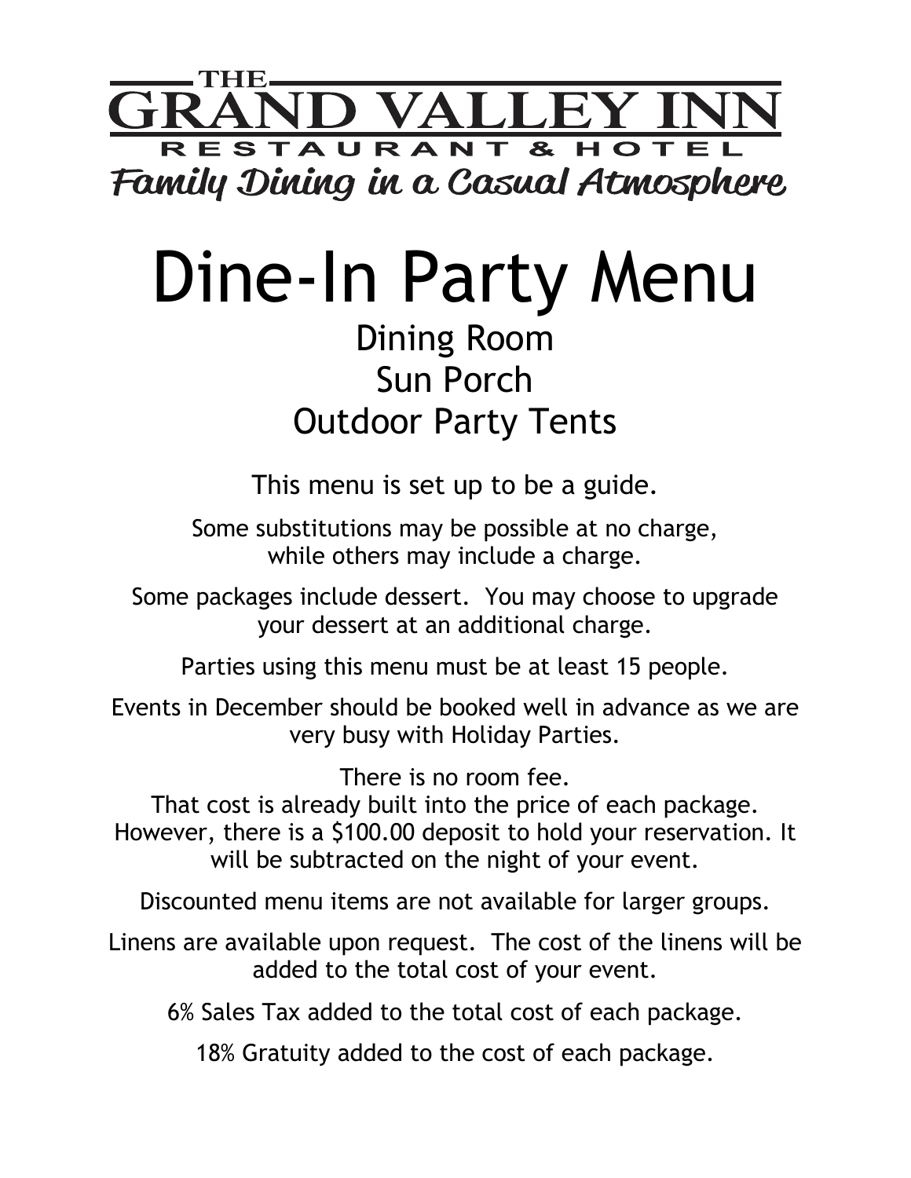THE

# GRAND VALLEY INN

RESTAURANT & HOTEL

*Family Dining in a Casual Atmosphere*

# Dine-In Party Menu

## Dining Room
## Sun Porch
## Outdoor Party Tents

This menu is set up to be a guide.

Some substitutions may be possible at no charge,
while others may include a charge.

Some packages include dessert. You may choose to upgrade your dessert at an additional charge.

Parties using this menu must be at least 15 people.

Events in December should be booked well in advance as we are very busy with Holiday Parties.

There is no room fee.
That cost is already built into the price of each package.
However, there is a $100.00 deposit to hold your reservation. It will be subtracted on the night of your event.

Discounted menu items are not available for larger groups.

Linens are available upon request. The cost of the linens will be added to the total cost of your event.

6% Sales Tax added to the total cost of each package.

18% Gratuity added to the cost of each package.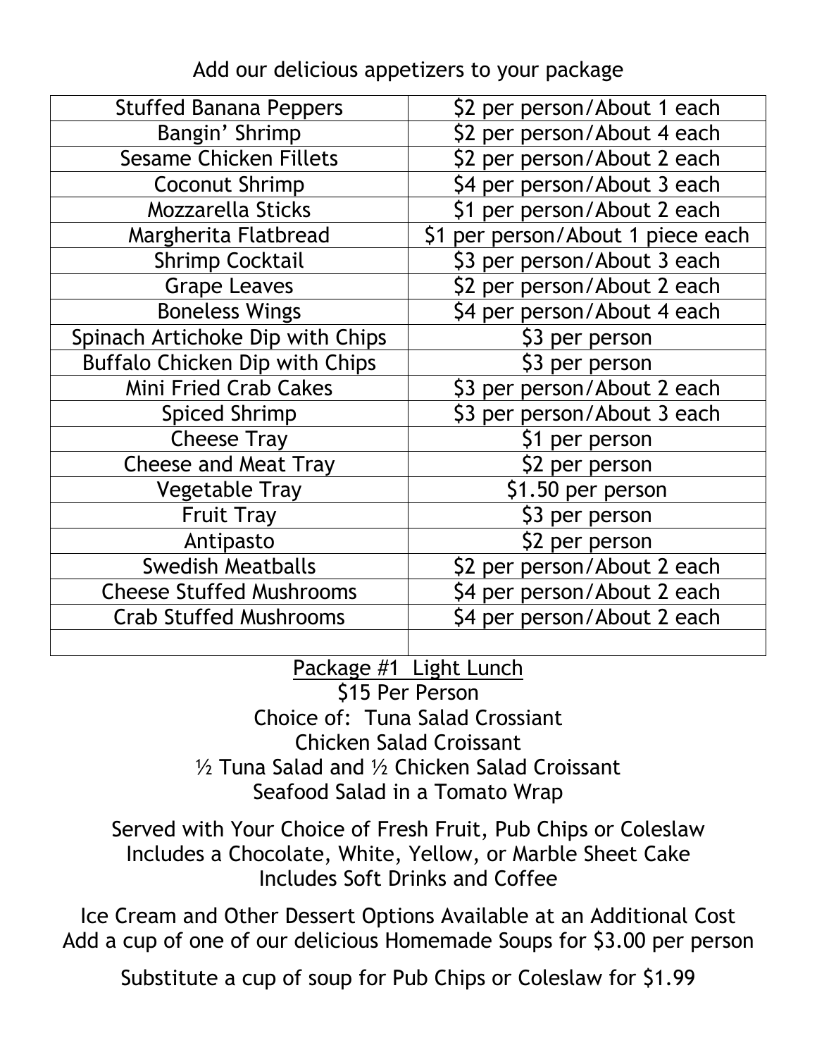Add our delicious appetizers to your package

| | |
|---|---|
| Stuffed Banana Peppers | $2 per person/About 1 each |
| Bangin' Shrimp | $2 per person/About 4 each |
| Sesame Chicken Fillets | $2 per person/About 2 each |
| Coconut Shrimp | $4 per person/About 3 each |
| Mozzarella Sticks | $1 per person/About 2 each |
| Margherita Flatbread | $1 per person/About 1 piece each |
| Shrimp Cocktail | $3 per person/About 3 each |
| Grape Leaves | $2 per person/About 2 each |
| Boneless Wings | $4 per person/About 4 each |
| Spinach Artichoke Dip with Chips | $3 per person |
| Buffalo Chicken Dip with Chips | $3 per person |
| Mini Fried Crab Cakes | $3 per person/About 2 each |
| Spiced Shrimp | $3 per person/About 3 each |
| Cheese Tray | $1 per person |
| Cheese and Meat Tray | $2 per person |
| Vegetable Tray | $1.50 per person |
| Fruit Tray | $3 per person |
| Antipasto | $2 per person |
| Swedish Meatballs | $2 per person/About 2 each |
| Cheese Stuffed Mushrooms | $4 per person/About 2 each |
| Crab Stuffed Mushrooms | $4 per person/About 2 each |
| | |

## Package #1 Light Lunch

$15 Per Person

Choice of: Tuna Salad Crossiant

Chicken Salad Croissant

½ Tuna Salad and ½ Chicken Salad Croissant

Seafood Salad in a Tomato Wrap

Served with Your Choice of Fresh Fruit, Pub Chips or Coleslaw

Includes a Chocolate, White, Yellow, or Marble Sheet Cake

Includes Soft Drinks and Coffee

Ice Cream and Other Dessert Options Available at an Additional Cost

Add a cup of one of our delicious Homemade Soups for $3.00 per person

Substitute a cup of soup for Pub Chips or Coleslaw for $1.99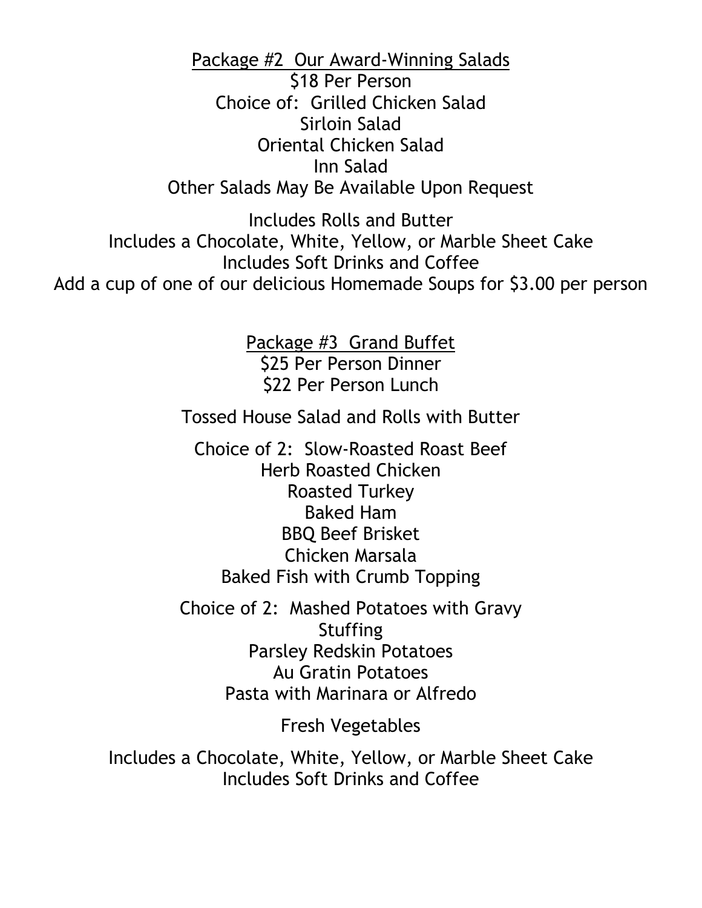## Package #2 Our Award-Winning Salads

$18 Per Person

Choice of: Grilled Chicken Salad
Sirloin Salad
Oriental Chicken Salad
Inn Salad
Other Salads May Be Available Upon Request

Includes Rolls and Butter
Includes a Chocolate, White, Yellow, or Marble Sheet Cake
Includes Soft Drinks and Coffee
Add a cup of one of our delicious Homemade Soups for $3.00 per person

## Package #3 Grand Buffet

$25 Per Person Dinner
$22 Per Person Lunch

Tossed House Salad and Rolls with Butter

Choice of 2: Slow-Roasted Roast Beef
Herb Roasted Chicken
Roasted Turkey
Baked Ham
BBQ Beef Brisket
Chicken Marsala
Baked Fish with Crumb Topping

Choice of 2: Mashed Potatoes with Gravy
Stuffing
Parsley Redskin Potatoes
Au Gratin Potatoes
Pasta with Marinara or Alfredo

Fresh Vegetables

Includes a Chocolate, White, Yellow, or Marble Sheet Cake
Includes Soft Drinks and Coffee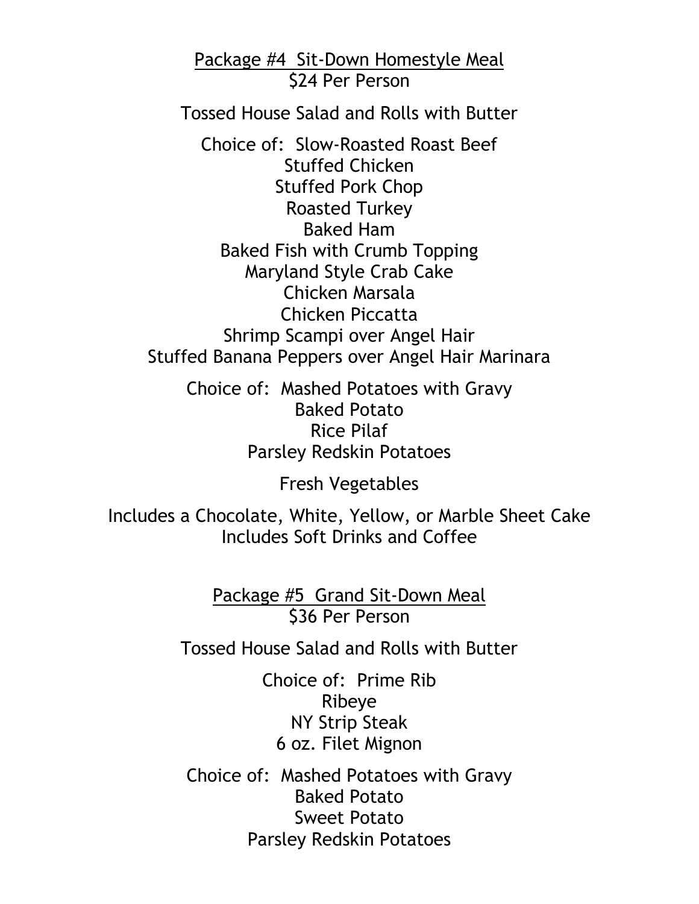## Package #4 Sit-Down Homestyle Meal

$24 Per Person

Tossed House Salad and Rolls with Butter

Choice of: Slow-Roasted Roast Beef
Stuffed Chicken
Stuffed Pork Chop
Roasted Turkey
Baked Ham
Baked Fish with Crumb Topping
Maryland Style Crab Cake
Chicken Marsala
Chicken Piccatta
Shrimp Scampi over Angel Hair
Stuffed Banana Peppers over Angel Hair Marinara

Choice of: Mashed Potatoes with Gravy
Baked Potato
Rice Pilaf
Parsley Redskin Potatoes

Fresh Vegetables

Includes a Chocolate, White, Yellow, or Marble Sheet Cake
Includes Soft Drinks and Coffee

## Package #5 Grand Sit-Down Meal

$36 Per Person

Tossed House Salad and Rolls with Butter

Choice of: Prime Rib
Ribeye
NY Strip Steak
6 oz. Filet Mignon

Choice of: Mashed Potatoes with Gravy
Baked Potato
Sweet Potato
Parsley Redskin Potatoes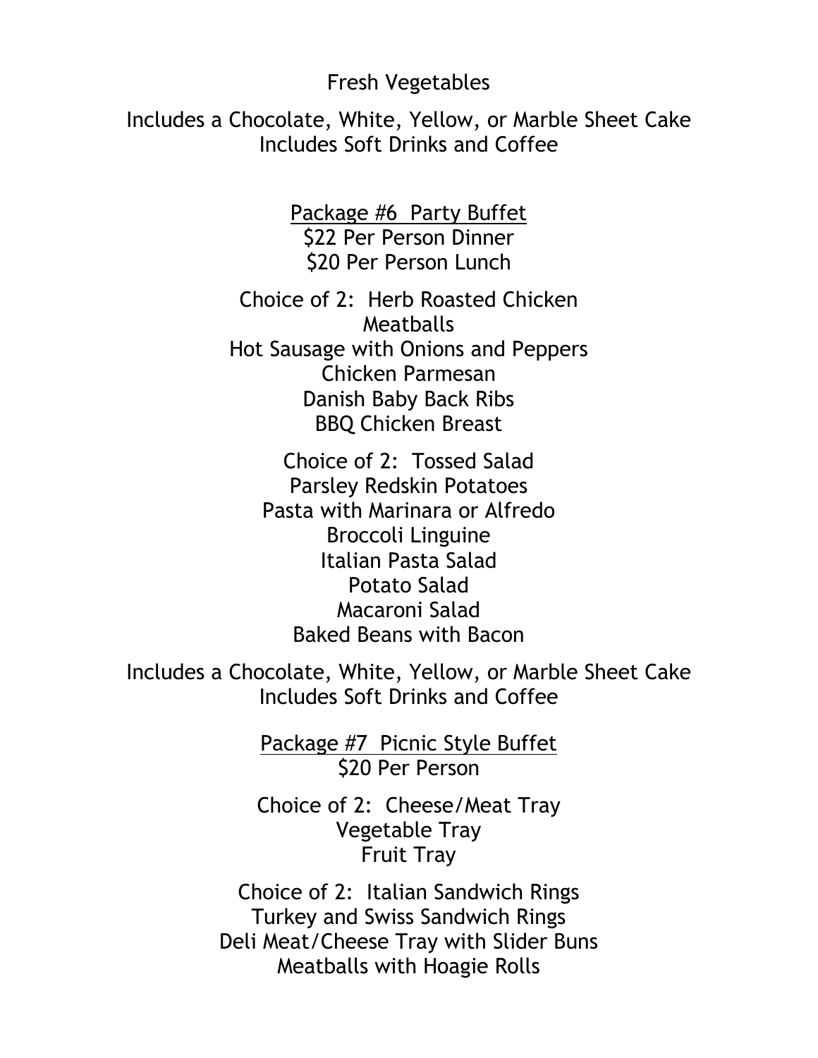Fresh Vegetables

Includes a Chocolate, White, Yellow, or Marble Sheet Cake
Includes Soft Drinks and Coffee

## Package #6 Party Buffet

$22 Per Person Dinner
$20 Per Person Lunch

Choice of 2: Herb Roasted Chicken
Meatballs
Hot Sausage with Onions and Peppers
Chicken Parmesan
Danish Baby Back Ribs
BBQ Chicken Breast

Choice of 2: Tossed Salad
Parsley Redskin Potatoes
Pasta with Marinara or Alfredo
Broccoli Linguine
Italian Pasta Salad
Potato Salad
Macaroni Salad
Baked Beans with Bacon

Includes a Chocolate, White, Yellow, or Marble Sheet Cake
Includes Soft Drinks and Coffee

## Package #7 Picnic Style Buffet

$20 Per Person

Choice of 2: Cheese/Meat Tray
Vegetable Tray
Fruit Tray

Choice of 2: Italian Sandwich Rings
Turkey and Swiss Sandwich Rings
Deli Meat/Cheese Tray with Slider Buns
Meatballs with Hoagie Rolls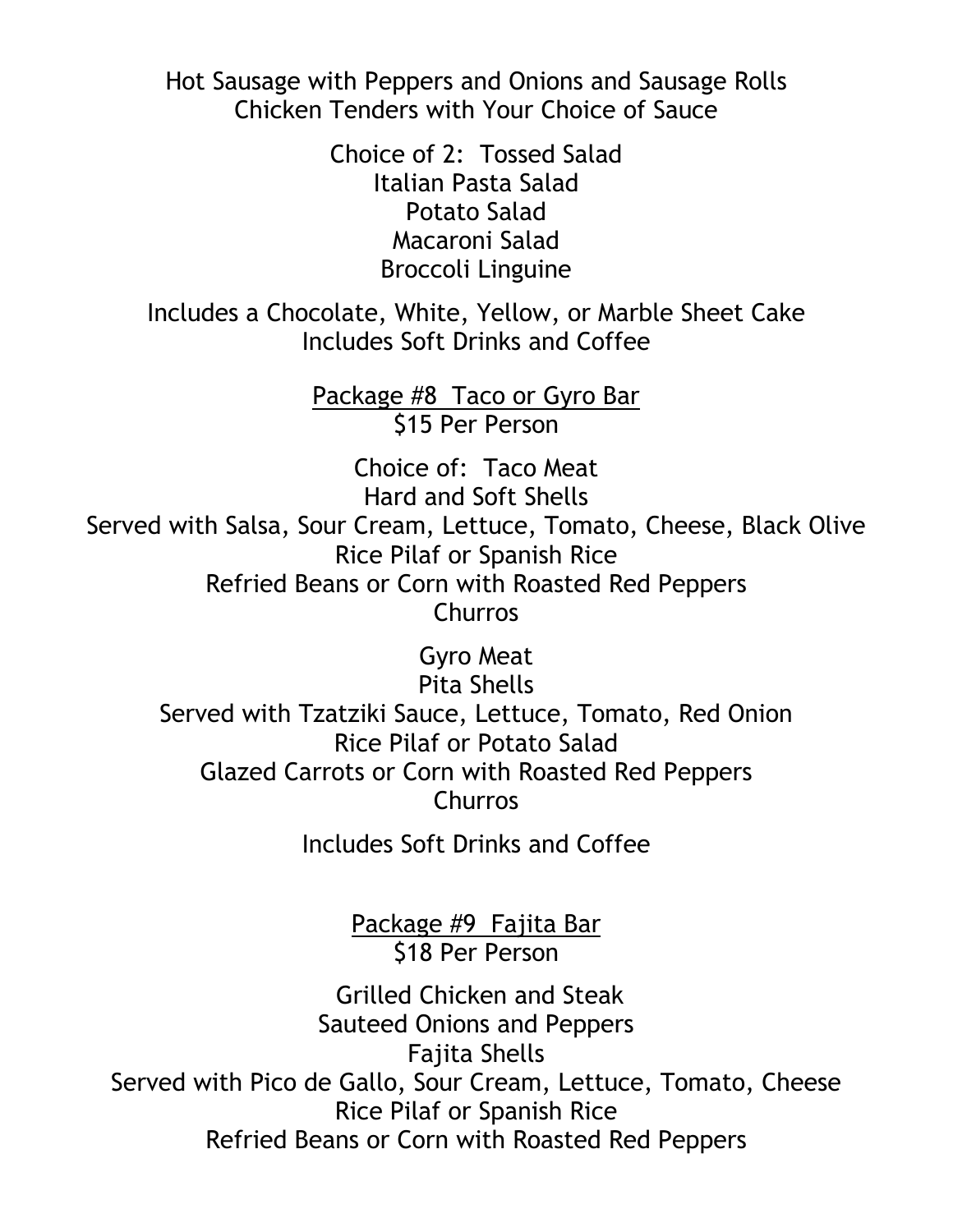Hot Sausage with Peppers and Onions and Sausage Rolls
Chicken Tenders with Your Choice of Sauce

Choice of 2: Tossed Salad
Italian Pasta Salad
Potato Salad
Macaroni Salad
Broccoli Linguine

Includes a Chocolate, White, Yellow, or Marble Sheet Cake
Includes Soft Drinks and Coffee

## Package #8 Taco or Gyro Bar

$15 Per Person

Choice of: Taco Meat
Hard and Soft Shells
Served with Salsa, Sour Cream, Lettuce, Tomato, Cheese, Black Olive
Rice Pilaf or Spanish Rice
Refried Beans or Corn with Roasted Red Peppers
Churros

Gyro Meat
Pita Shells
Served with Tzatziki Sauce, Lettuce, Tomato, Red Onion
Rice Pilaf or Potato Salad
Glazed Carrots or Corn with Roasted Red Peppers
Churros

Includes Soft Drinks and Coffee

## Package #9 Fajita Bar

$18 Per Person

Grilled Chicken and Steak
Sauteed Onions and Peppers
Fajita Shells
Served with Pico de Gallo, Sour Cream, Lettuce, Tomato, Cheese
Rice Pilaf or Spanish Rice
Refried Beans or Corn with Roasted Red Peppers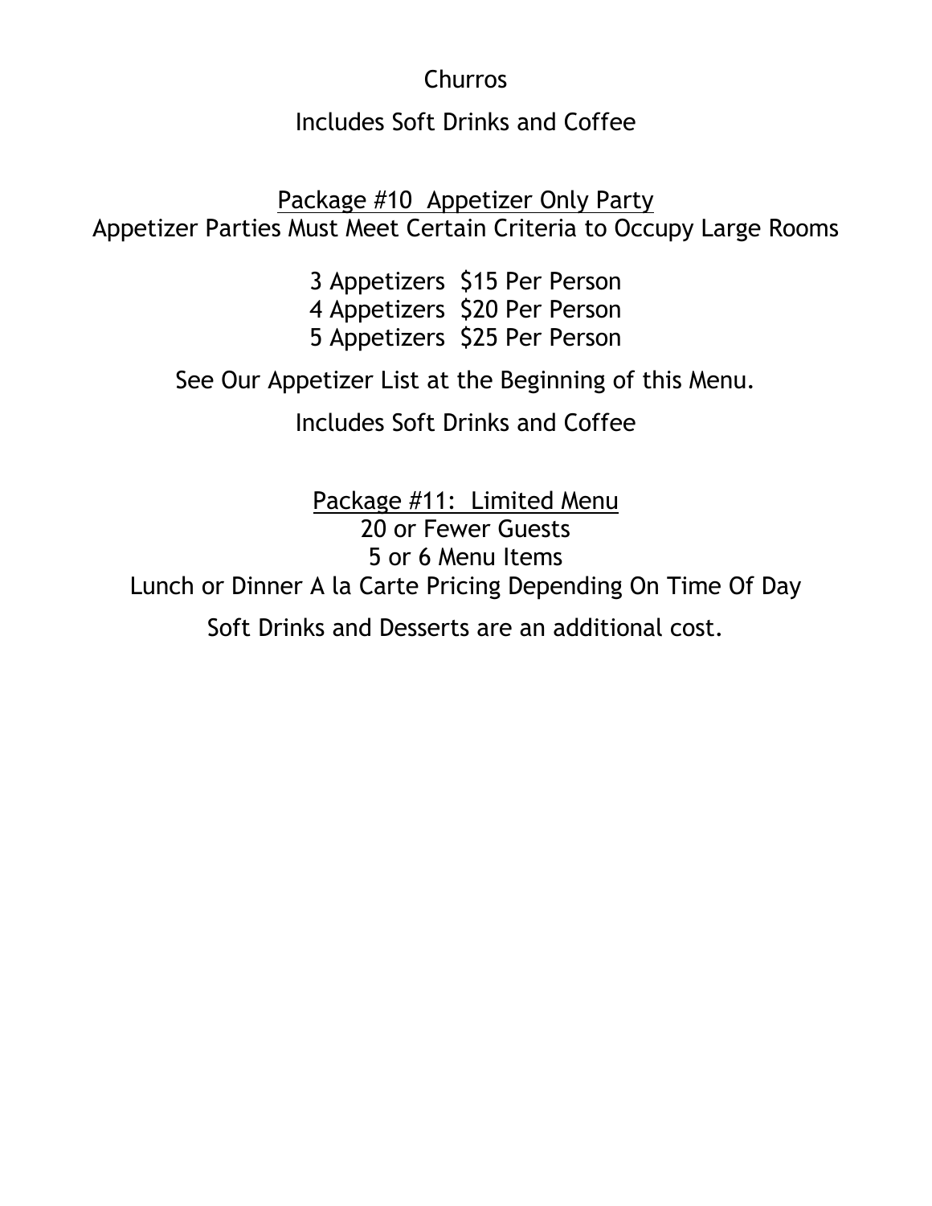Churros

Includes Soft Drinks and Coffee

## Package #10 Appetizer Only Party

Appetizer Parties Must Meet Certain Criteria to Occupy Large Rooms

3 Appetizers $15 Per Person
4 Appetizers $20 Per Person
5 Appetizers $25 Per Person

See Our Appetizer List at the Beginning of this Menu.

Includes Soft Drinks and Coffee

## Package #11: Limited Menu

20 or Fewer Guests
5 or 6 Menu Items
Lunch or Dinner A la Carte Pricing Depending On Time Of Day

Soft Drinks and Desserts are an additional cost.